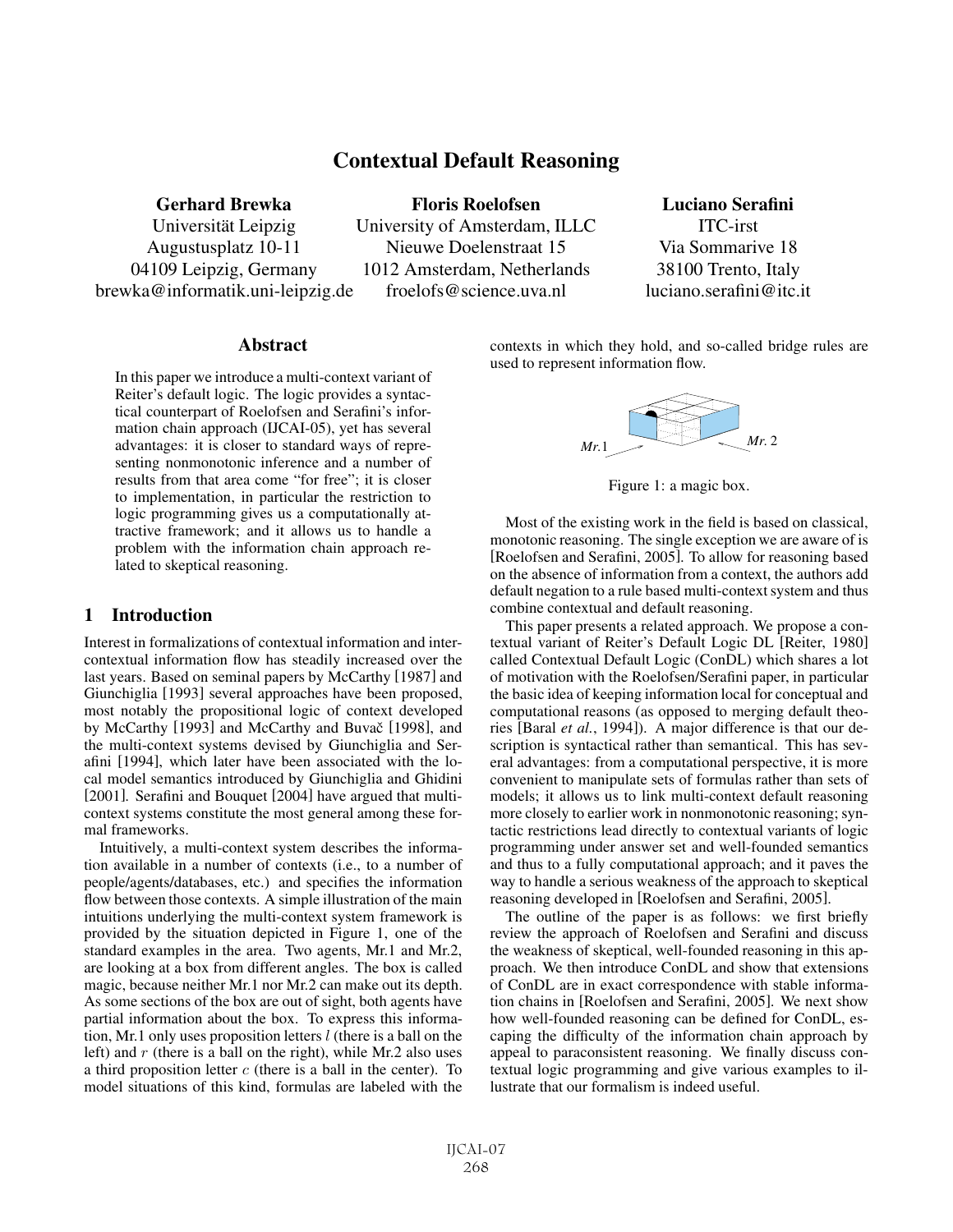# Contextual Default Reasoning

**Gerhard Brewka**
Universität Leipzig
Augustusplatz 10-11
04109 Leipzig, Germany
brewka@informatik.uni-leipzig.de

**Floris Roelofsen**
University of Amsterdam, ILLC
Nieuwe Doelenstraat 15
1012 Amsterdam, Netherlands
froelofs@science.uva.nl

**Luciano Serafini**
ITC-irst
Via Sommarive 18
38100 Trento, Italy
luciano.serafini@itc.it

## Abstract

In this paper we introduce a multi-context variant of Reiter's default logic. The logic provides a syntactical counterpart of Roelofsen and Serafini's information chain approach (IJCAI-05), yet has several advantages: it is closer to standard ways of representing nonmonotonic inference and a number of results from that area come "for free"; it is closer to implementation, in particular the restriction to logic programming gives us a computationally attractive framework; and it allows us to handle a problem with the information chain approach related to skeptical reasoning.

## 1 Introduction

Interest in formalizations of contextual information and intercontextual information flow has steadily increased over the last years. Based on seminal papers by McCarthy [1987] and Giunchiglia [1993] several approaches have been proposed, most notably the propositional logic of context developed by McCarthy [1993] and McCarthy and Buvač [1998], and the multi-context systems devised by Giunchiglia and Serafini [1994], which later have been associated with the local model semantics introduced by Giunchiglia and Ghidini [2001]. Serafini and Bouquet [2004] have argued that multi-context systems constitute the most general among these formal frameworks.

Intuitively, a multi-context system describes the information available in a number of contexts (i.e., to a number of people/agents/databases, etc.) and specifies the information flow between those contexts. A simple illustration of the main intuitions underlying the multi-context system framework is provided by the situation depicted in Figure 1, one of the standard examples in the area. Two agents, Mr.1 and Mr.2, are looking at a box from different angles. The box is called magic, because neither Mr.1 nor Mr.2 can make out its depth. As some sections of the box are out of sight, both agents have partial information about the box. To express this information, Mr.1 only uses proposition letters $l$ (there is a ball on the left) and $r$ (there is a ball on the right), while Mr.2 also uses a third proposition letter $c$ (there is a ball in the center). To model situations of this kind, formulas are labeled with the contexts in which they hold, and so-called bridge rules are used to represent information flow.

Figure 1: a magic box.

Most of the existing work in the field is based on classical, monotonic reasoning. The single exception we are aware of is [Roelofsen and Serafini, 2005]. To allow for reasoning based on the absence of information from a context, the authors add default negation to a rule based multi-context system and thus combine contextual and default reasoning.

This paper presents a related approach. We propose a contextual variant of Reiter's Default Logic DL [Reiter, 1980] called Contextual Default Logic (ConDL) which shares a lot of motivation with the Roelofsen/Serafini paper, in particular the basic idea of keeping information local for conceptual and computational reasons (as opposed to merging default theories [Baral *et al.*, 1994]). A major difference is that our description is syntactical rather than semantical. This has several advantages: from a computational perspective, it is more convenient to manipulate sets of formulas rather than sets of models; it allows us to link multi-context default reasoning more closely to earlier work in nonmonotonic reasoning; syntactic restrictions lead directly to contextual variants of logic programming under answer set and well-founded semantics and thus to a fully computational approach; and it paves the way to handle a serious weakness of the approach to skeptical reasoning developed in [Roelofsen and Serafini, 2005].

The outline of the paper is as follows: we first briefly review the approach of Roelofsen and Serafini and discuss the weakness of skeptical, well-founded reasoning in this approach. We then introduce ConDL and show that extensions of ConDL are in exact correspondence with stable information chains in [Roelofsen and Serafini, 2005]. We next show how well-founded reasoning can be defined for ConDL, escaping the difficulty of the information chain approach by appeal to paraconsistent reasoning. We finally discuss contextual logic programming and give various examples to illustrate that our formalism is indeed useful.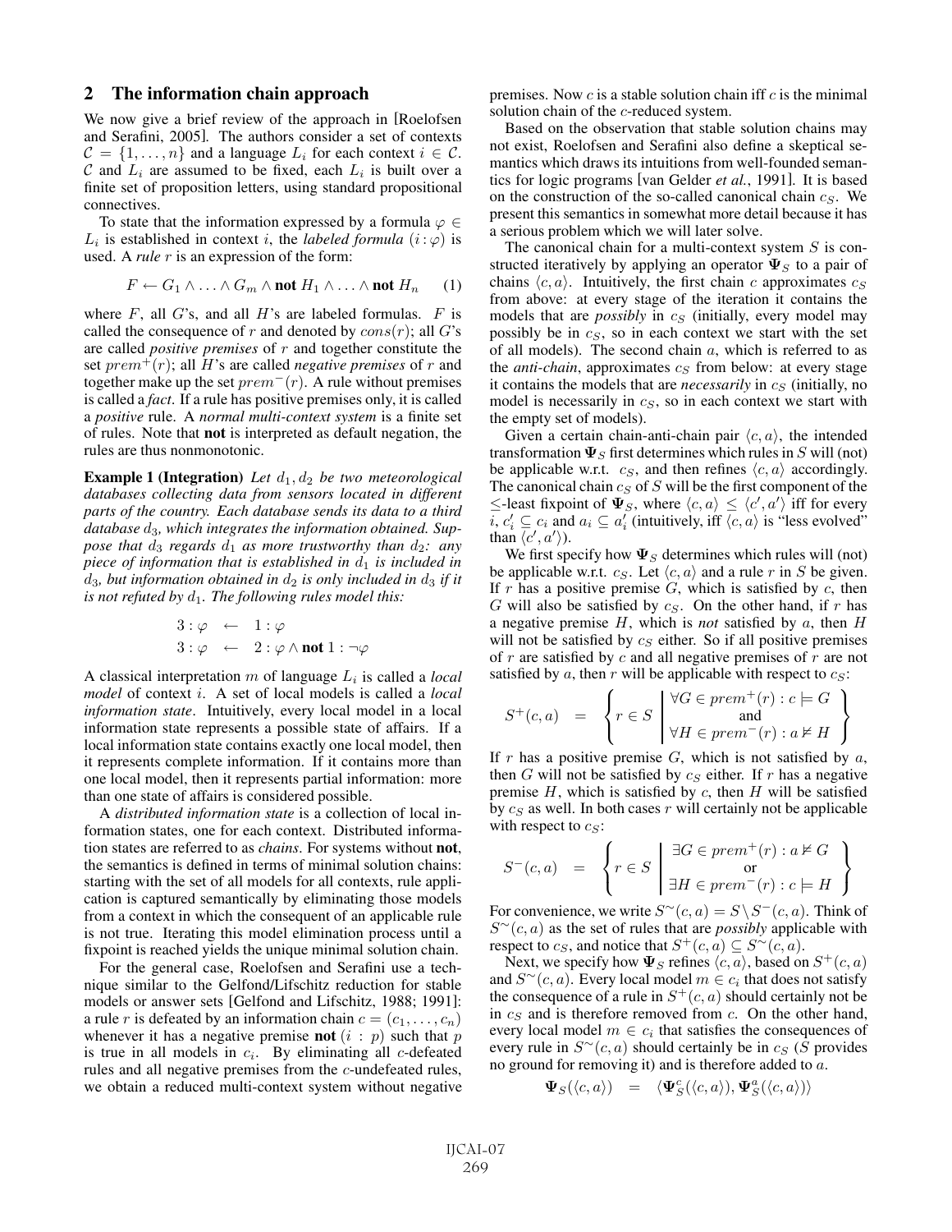## 2 The information chain approach

We now give a brief review of the approach in [Roelofsen and Serafini, 2005]. The authors consider a set of contexts $\mathcal{C} = \{1, \ldots, n\}$ and a language $L_i$ for each context $i \in \mathcal{C}$. $\mathcal{C}$ and $L_i$ are assumed to be fixed, each $L_i$ is built over a finite set of proposition letters, using standard propositional connectives.

To state that the information expressed by a formula $\varphi \in L_i$ is established in context $i$, the *labeled formula* $(i : \varphi)$ is used. A *rule* $r$ is an expression of the form:

$$F \leftarrow G_1 \wedge \ldots \wedge G_m \wedge \textbf{not } H_1 \wedge \ldots \wedge \textbf{not } H_n \qquad (1)$$

where $F$, all $G$'s, and all $H$'s are labeled formulas. $F$ is called the consequence of $r$ and denoted by $cons(r)$; all $G$'s are called *positive premises* of $r$ and together constitute the set $prem^+(r)$; all $H$'s are called *negative premises* of $r$ and together make up the set $prem^-(r)$. A rule without premises is called a *fact*. If a rule has positive premises only, it is called a *positive* rule. A *normal multi-context system* is a finite set of rules. Note that **not** is interpreted as default negation, the rules are thus nonmonotonic.

**Example 1 (Integration)** *Let $d_1, d_2$ be two meteorological databases collecting data from sensors located in different parts of the country. Each database sends its data to a third database $d_3$, which integrates the information obtained. Suppose that $d_3$ regards $d_1$ as more trustworthy than $d_2$: any piece of information that is established in $d_1$ is included in $d_3$, but information obtained in $d_2$ is only included in $d_3$ if it is not refuted by $d_1$. The following rules model this:*

$$\begin{array}{lcl} 3 : \varphi & \leftarrow & 1 : \varphi \\ 3 : \varphi & \leftarrow & 2 : \varphi \wedge \textbf{not } 1 : \neg\varphi \end{array}$$

A classical interpretation $m$ of language $L_i$ is called a *local model* of context $i$. A set of local models is called a *local information state*. Intuitively, every local model in a local information state represents a possible state of affairs. If a local information state contains exactly one local model, then it represents complete information. If it contains more than one local model, then it represents partial information: more than one state of affairs is considered possible.

A *distributed information state* is a collection of local information states, one for each context. Distributed information states are referred to as *chains*. For systems without **not**, the semantics is defined in terms of minimal solution chains: starting with the set of all models for all contexts, rule application is captured semantically by eliminating those models from a context in which the consequent of an applicable rule is not true. Iterating this model elimination process until a fixpoint is reached yields the unique minimal solution chain.

For the general case, Roelofsen and Serafini use a technique similar to the Gelfond/Lifschitz reduction for stable models or answer sets [Gelfond and Lifschitz, 1988; 1991]: a rule $r$ is defeated by an information chain $c = (c_1, \ldots, c_n)$ whenever it has a negative premise **not** $(i : p)$ such that $p$ is true in all models in $c_i$. By eliminating all $c$-defeated rules and all negative premises from the $c$-undefeated rules, we obtain a reduced multi-context system without negative premises. Now $c$ is a stable solution chain iff $c$ is the minimal solution chain of the $c$-reduced system.

Based on the observation that stable solution chains may not exist, Roelofsen and Serafini also define a skeptical semantics which draws its intuitions from well-founded semantics for logic programs [van Gelder *et al.*, 1991]. It is based on the construction of the so-called canonical chain $c_S$. We present this semantics in somewhat more detail because it has a serious problem which we will later solve.

The canonical chain for a multi-context system $S$ is constructed iteratively by applying an operator $\mathbf{\Psi}_S$ to a pair of chains $\langle c, a \rangle$. Intuitively, the first chain $c$ approximates $c_S$ from above: at every stage of the iteration it contains the models that are *possibly* in $c_S$ (initially, every model may possibly be in $c_S$, so in each context we start with the set of all models). The second chain $a$, which is referred to as the *anti-chain*, approximates $c_S$ from below: at every stage it contains the models that are *necessarily* in $c_S$ (initially, no model is necessarily in $c_S$, so in each context we start with the empty set of models).

Given a certain chain-anti-chain pair $\langle c, a \rangle$, the intended transformation $\mathbf{\Psi}_S$ first determines which rules in $S$ will (not) be applicable w.r.t. $c_S$, and then refines $\langle c, a \rangle$ accordingly. The canonical chain $c_S$ of $S$ will be the first component of the $\leq$-least fixpoint of $\mathbf{\Psi}_S$, where $\langle c, a \rangle \leq \langle c', a' \rangle$ iff for every $i$, $c'_i \subseteq c_i$ and $a_i \subseteq a'_i$ (intuitively, iff $\langle c, a \rangle$ is "less evolved" than $\langle c', a' \rangle$).

We first specify how $\mathbf{\Psi}_S$ determines which rules will (not) be applicable w.r.t. $c_S$. Let $\langle c, a \rangle$ and a rule $r$ in $S$ be given. If $r$ has a positive premise $G$, which is satisfied by $c$, then $G$ will also be satisfied by $c_S$. On the other hand, if $r$ has a negative premise $H$, which is *not* satisfied by $a$, then $H$ will not be satisfied by $c_S$ either. So if all positive premises of $r$ are satisfied by $c$ and all negative premises of $r$ are not satisfied by $a$, then $r$ will be applicable with respect to $c_S$:

$$S^+(c, a) \quad = \quad \left\{ r \in S \;\middle|\; \begin{array}{c} \forall G \in prem^+(r) : c \models G \\ \text{and} \\ \forall H \in prem^-(r) : a \not\models H \end{array} \right\}$$

If $r$ has a positive premise $G$, which is not satisfied by $a$, then $G$ will not be satisfied by $c_S$ either. If $r$ has a negative premise $H$, which is satisfied by $c$, then $H$ will be satisfied by $c_S$ as well. In both cases $r$ will certainly not be applicable with respect to $c_S$:

$$S^-(c, a) \quad = \quad \left\{ r \in S \;\middle|\; \begin{array}{c} \exists G \in prem^+(r) : a \not\models G \\ \text{or} \\ \exists H \in prem^-(r) : c \models H \end{array} \right\}$$

For convenience, we write $S^\sim(c, a) = S \setminus S^-(c, a)$. Think of $S^\sim(c, a)$ as the set of rules that are *possibly* applicable with respect to $c_S$, and notice that $S^+(c, a) \subseteq S^\sim(c, a)$.

Next, we specify how $\mathbf{\Psi}_S$ refines $\langle c, a \rangle$, based on $S^+(c, a)$ and $S^\sim(c, a)$. Every local model $m \in c_i$ that does not satisfy the consequence of a rule in $S^+(c, a)$ should certainly not be in $c_S$ and is therefore removed from $c$. On the other hand, every local model $m \in c_i$ that satisfies the consequences of every rule in $S^\sim(c, a)$ should certainly be in $c_S$ ($S$ provides no ground for removing it) and is therefore added to $a$.

$$\mathbf{\Psi}_S(\langle c, a \rangle) \quad = \quad \langle \mathbf{\Psi}^c_S(\langle c, a \rangle), \mathbf{\Psi}^a_S(\langle c, a \rangle) \rangle$$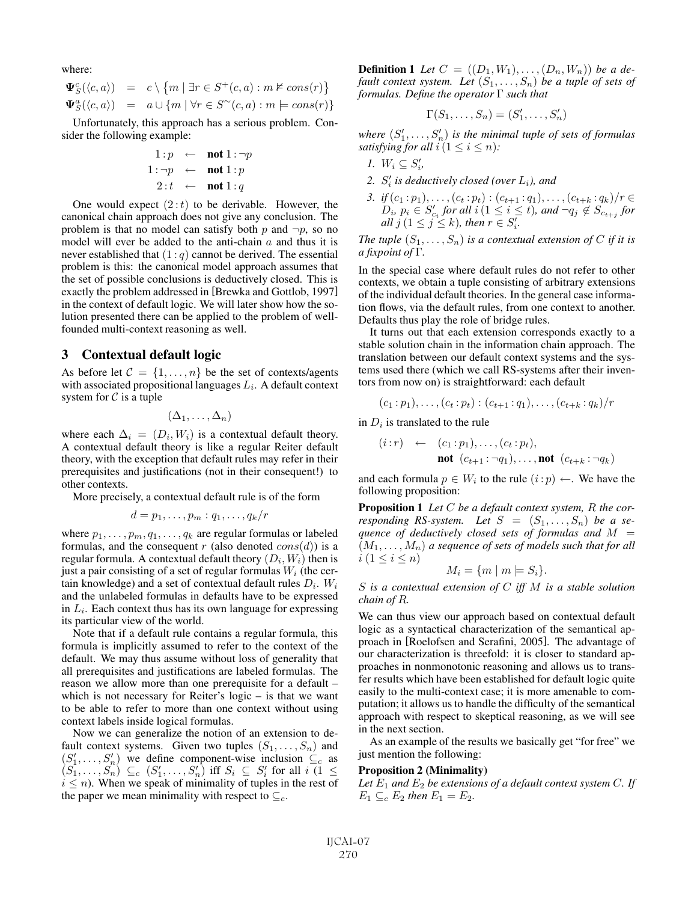where:

$$\mathbf{\Psi}^c_S(\langle c, a\rangle) \;=\; c \setminus \{m \mid \exists r \in S^+(c,a) : m \not\models cons(r)\}$$

$$\mathbf{\Psi}^a_S(\langle c, a\rangle) \;=\; a \cup \{m \mid \forall r \in S^\sim(c,a) : m \models cons(r)\}$$

Unfortunately, this approach has a serious problem. Consider the following example:

$$\begin{aligned} 1:p &\leftarrow \textbf{not } 1:\neg p \\ 1:\neg p &\leftarrow \textbf{not } 1:p \\ 2:t &\leftarrow \textbf{not } 1:q \end{aligned}$$

One would expect $(2:t)$ to be derivable. However, the canonical chain approach does not give any conclusion. The problem is that no model can satisfy both $p$ and $\neg p$, so no model will ever be added to the anti-chain $a$ and thus it is never established that $(1:q)$ cannot be derived. The essential problem is this: the canonical model approach assumes that the set of possible conclusions is deductively closed. This is exactly the problem addressed in [Brewka and Gottlob, 1997] in the context of default logic. We will later show how the solution presented there can be applied to the problem of well-founded multi-context reasoning as well.

## 3 Contextual default logic

As before let $\mathcal{C} = \{1, \ldots, n\}$ be the set of contexts/agents with associated propositional languages $L_i$. A default context system for $\mathcal{C}$ is a tuple

$$(\Delta_1, \ldots, \Delta_n)$$

where each $\Delta_i = (D_i, W_i)$ is a contextual default theory. A contextual default theory is like a regular Reiter default theory, with the exception that default rules may refer in their prerequisites and justifications (not in their consequent!) to other contexts.

More precisely, a contextual default rule is of the form

$$d = p_1, \ldots, p_m : q_1, \ldots, q_k / r$$

where $p_1, \ldots, p_m, q_1, \ldots, q_k$ are regular formulas or labeled formulas, and the consequent $r$ (also denoted $cons(d)$) is a regular formula. A contextual default theory $(D_i, W_i)$ then is just a pair consisting of a set of regular formulas $W_i$ (the certain knowledge) and a set of contextual default rules $D_i$. $W_i$ and the unlabeled formulas in defaults have to be expressed in $L_i$. Each context thus has its own language for expressing its particular view of the world.

Note that if a default rule contains a regular formula, this formula is implicitly assumed to refer to the context of the default. We may thus assume without loss of generality that all prerequisites and justifications are labeled formulas. The reason we allow more than one prerequisite for a default – which is not necessary for Reiter's logic – is that we want to be able to refer to more than one context without using context labels inside logical formulas.

Now we can generalize the notion of an extension to default context systems. Given two tuples $(S_1, \ldots, S_n)$ and $(S'_1, \ldots, S'_n)$ we define component-wise inclusion $\subseteq_c$ as $(S_1, \ldots, S_n) \subseteq_c (S'_1, \ldots, S'_n)$ iff $S_i \subseteq S'_i$ for all $i$ $(1 \leq i \leq n)$. When we speak of minimality of tuples in the rest of the paper we mean minimality with respect to $\subseteq_c$.

**Definition 1** *Let $C = ((D_1, W_1), \ldots, (D_n, W_n))$ be a default context system. Let $(S_1, \ldots, S_n)$ be a tuple of sets of formulas. Define the operator $\Gamma$ such that*

$$\Gamma(S_1, \ldots, S_n) = (S'_1, \ldots, S'_n)$$

*where $(S'_1, \ldots, S'_n)$ is the minimal tuple of sets of formulas satisfying for all $i$ $(1 \leq i \leq n)$:*

1. *$W_i \subseteq S'_i$,*
2. *$S'_i$ is deductively closed (over $L_i$), and*
3. *if $(c_1 : p_1), \ldots, (c_t : p_t) : (c_{t+1} : q_1), \ldots, (c_{t+k} : q_k)/r \in D_i$, $p_i \in S'_{c_i}$ for all $i$ $(1 \leq i \leq t)$, and $\neg q_j \notin S_{c_{t+j}}$ for all $j$ $(1 \leq j \leq k)$, then $r \in S'_i$.*

*The tuple $(S_1, \ldots, S_n)$ is a contextual extension of $C$ if it is a fixpoint of $\Gamma$.*

In the special case where default rules do not refer to other contexts, we obtain a tuple consisting of arbitrary extensions of the individual default theories. In the general case information flows, via the default rules, from one context to another. Defaults thus play the role of bridge rules.

It turns out that each extension corresponds exactly to a stable solution chain in the information chain approach. The translation between our default context systems and the systems used there (which we call RS-systems after their inventors from now on) is straightforward: each default

$$(c_1 : p_1), \ldots, (c_t : p_t) : (c_{t+1} : q_1), \ldots, (c_{t+k} : q_k)/r$$

in $D_i$ is translated to the rule

$$\begin{aligned} (i:r) \;\leftarrow\;\; & (c_1 : p_1), \ldots, (c_t : p_t), \\ & \textbf{not } (c_{t+1} : \neg q_1), \ldots, \textbf{not } (c_{t+k} : \neg q_k) \end{aligned}$$

and each formula $p \in W_i$ to the rule $(i:p) \leftarrow$. We have the following proposition:

**Proposition 1** *Let $C$ be a default context system, $R$ the corresponding RS-system. Let $S = (S_1, \ldots, S_n)$ be a sequence of deductively closed sets of formulas and $M = (M_1, \ldots, M_n)$ a sequence of sets of models such that for all $i$ $(1 \leq i \leq n)$*

$$M_i = \{m \mid m \models S_i\}.$$

*$S$ is a contextual extension of $C$ iff $M$ is a stable solution chain of $R$.*

We can thus view our approach based on contextual default logic as a syntactical characterization of the semantical approach in [Roelofsen and Serafini, 2005]. The advantage of our characterization is threefold: it is closer to standard approaches in nonmonotonic reasoning and allows us to transfer results which have been established for default logic quite easily to the multi-context case; it is more amenable to computation; it allows us to handle the difficulty of the semantical approach with respect to skeptical reasoning, as we will see in the next section.

As an example of the results we basically get "for free" we just mention the following:

**Proposition 2 (Minimality)**
*Let $E_1$ and $E_2$ be extensions of a default context system $C$. If $E_1 \subseteq_c E_2$ then $E_1 = E_2$.*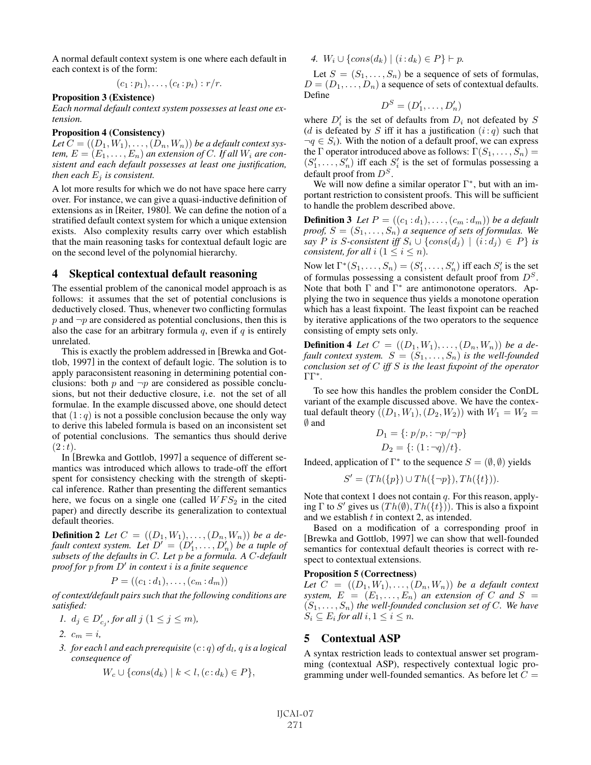A normal default context system is one where each default in each context is of the form:

$$(c_1 : p_1), \ldots, (c_t : p_t) : r/r.$$

**Proposition 3 (Existence)**
*Each normal default context system possesses at least one extension.*

**Proposition 4 (Consistency)**
*Let $C = ((D_1, W_1), \ldots, (D_n, W_n))$ be a default context system, $E = (E_1, \ldots, E_n)$ an extension of $C$. If all $W_i$ are consistent and each default possesses at least one justification, then each $E_j$ is consistent.*

A lot more results for which we do not have space here carry over. For instance, we can give a quasi-inductive definition of extensions as in [Reiter, 1980]. We can define the notion of a stratified default context system for which a unique extension exists. Also complexity results carry over which establish that the main reasoning tasks for contextual default logic are on the second level of the polynomial hierarchy.

## 4 Skeptical contextual default reasoning

The essential problem of the canonical model approach is as follows: it assumes that the set of potential conclusions is deductively closed. Thus, whenever two conflicting formulas $p$ and $\neg p$ are considered as potential conclusions, then this is also the case for an arbitrary formula $q$, even if $q$ is entirely unrelated.

This is exactly the problem addressed in [Brewka and Gottlob, 1997] in the context of default logic. The solution is to apply paraconsistent reasoning in determining potential conclusions: both $p$ and $\neg p$ are considered as possible conclusions, but not their deductive closure, i.e. not the set of all formulae. In the example discussed above, one should detect that $(1 : q)$ is not a possible conclusion because the only way to derive this labeled formula is based on an inconsistent set of potential conclusions. The semantics thus should derive $(2 : t)$.

In [Brewka and Gottlob, 1997] a sequence of different semantics was introduced which allows to trade-off the effort spent for consistency checking with the strength of skeptical inference. Rather than presenting the different semantics here, we focus on a single one (called $WFS_2$ in the cited paper) and directly describe its generalization to contextual default theories.

**Definition 2** *Let $C = ((D_1, W_1), \ldots, (D_n, W_n))$ be a default context system. Let $D' = (D'_1, \ldots, D'_n)$ be a tuple of subsets of the defaults in $C$. Let $p$ be a formula. A $C$-default proof for $p$ from $D'$ in context $i$ is a finite sequence*

$$P = ((c_1 : d_1), \ldots, (c_m : d_m))$$

*of context/default pairs such that the following conditions are satisfied:*

1. *$d_j \in D'_{c_j}$, for all $j$ $(1 \leq j \leq m)$,*
2. *$c_m = i$,*
3. *for each $l$ and each prerequisite $(c : q)$ of $d_l$, $q$ is a logical consequence of*
$$W_c \cup \{cons(d_k) \mid k < l, (c : d_k) \in P\},$$
4. *$W_i \cup \{cons(d_k) \mid (i : d_k) \in P\} \vdash p$.*

Let $S = (S_1, \ldots, S_n)$ be a sequence of sets of formulas, $D = (D_1, \ldots, D_n)$ a sequence of sets of contextual defaults. Define

$$D^S = (D'_1, \ldots, D'_n)$$

where $D'_i$ is the set of defaults from $D_i$ not defeated by $S$ ($d$ is defeated by $S$ iff it has a justification $(i : q)$ such that $\neg q \in S_i$). With the notion of a default proof, we can express the $\Gamma$ operator introduced above as follows: $\Gamma(S_1, \ldots, S_n) = (S'_1, \ldots, S'_n)$ iff each $S'_i$ is the set of formulas possessing a default proof from $D^S$.

We will now define a similar operator $\Gamma^*$, but with an important restriction to consistent proofs. This will be sufficient to handle the problem described above.

**Definition 3** *Let $P = ((c_1 : d_1), \ldots, (c_m : d_m))$ be a default proof, $S = (S_1, \ldots, S_n)$ a sequence of sets of formulas. We say $P$ is $S$-consistent iff $S_i \cup \{cons(d_j) \mid (i : d_j) \in P\}$ is consistent, for all $i$ $(1 \leq i \leq n)$.*

Now let $\Gamma^*(S_1, \ldots, S_n) = (S'_1, \ldots, S'_n)$ iff each $S'_i$ is the set of formulas possessing a consistent default proof from $D^S$. Note that both $\Gamma$ and $\Gamma^*$ are antimonotone operators. Applying the two in sequence thus yields a monotone operation which has a least fixpoint. The least fixpoint can be reached by iterative applications of the two operators to the sequence consisting of empty sets only.

**Definition 4** *Let $C = ((D_1, W_1), \ldots, (D_n, W_n))$ be a default context system. $S = (S_1, \ldots, S_n)$ is the well-founded conclusion set of $C$ iff $S$ is the least fixpoint of the operator $\Gamma\Gamma^*$.*

To see how this handles the problem consider the ConDL variant of the example discussed above. We have the contextual default theory $((D_1, W_1), (D_2, W_2))$ with $W_1 = W_2 = \emptyset$ and

$$D_1 = \{: p/p, : \neg p/\neg p\}$$
$$D_2 = \{: (1 : \neg q)/t\}.$$

Indeed, application of $\Gamma^*$ to the sequence $S = (\emptyset, \emptyset)$ yields

$$S' = (Th(\{p\}) \cup Th(\{\neg p\}), Th(\{t\})).$$

Note that context 1 does not contain $q$. For this reason, applying $\Gamma$ to $S'$ gives us $(Th(\emptyset), Th(\{t\}))$. This is also a fixpoint and we establish $t$ in context 2, as intended.

Based on a modification of a corresponding proof in [Brewka and Gottlob, 1997] we can show that well-founded semantics for contextual default theories is correct with respect to contextual extensions.

**Proposition 5 (Correctness)**
*Let $C = ((D_1, W_1), \ldots, (D_n, W_n))$ be a default context system, $E = (E_1, \ldots, E_n)$ an extension of $C$ and $S = (S_1, \ldots, S_n)$ the well-founded conclusion set of $C$. We have $S_i \subseteq E_i$ for all $i, 1 \leq i \leq n$.*

## 5 Contextual ASP

A syntax restriction leads to contextual answer set programming (contextual ASP), respectively contextual logic programming under well-founded semantics. As before let $C =$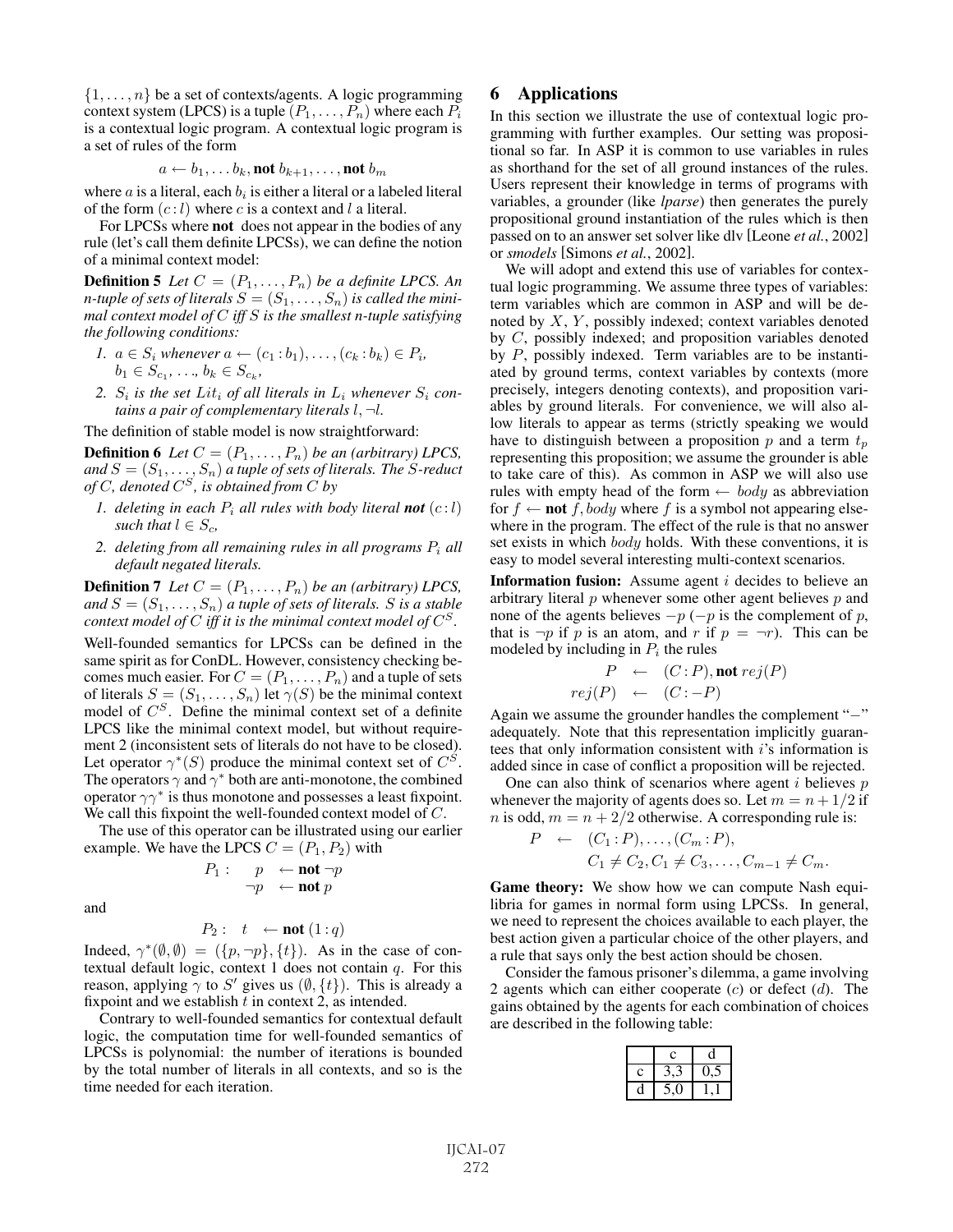$\{1, \ldots, n\}$ be a set of contexts/agents. A logic programming context system (LPCS) is a tuple $(P_1, \ldots, P_n)$ where each $P_i$ is a contextual logic program. A contextual logic program is a set of rules of the form

$$a \leftarrow b_1, \ldots b_k, \textbf{not } b_{k+1}, \ldots, \textbf{not } b_m$$

where $a$ is a literal, each $b_i$ is either a literal or a labeled literal of the form $(c:l)$ where $c$ is a context and $l$ a literal.

For LPCSs where **not** does not appear in the bodies of any rule (let's call them definite LPCSs), we can define the notion of a minimal context model:

**Definition 5** *Let $C = (P_1, \ldots, P_n)$ be a definite LPCS. An n-tuple of sets of literals $S = (S_1, \ldots, S_n)$ is called the minimal context model of $C$ iff $S$ is the smallest n-tuple satisfying the following conditions:*

1. *$a \in S_i$ whenever $a \leftarrow (c_1 : b_1), \ldots, (c_k : b_k) \in P_i$, $b_1 \in S_{c_1}, \ldots, b_k \in S_{c_k}$,*
2. *$S_i$ is the set $Lit_i$ of all literals in $L_i$ whenever $S_i$ contains a pair of complementary literals $l, \neg l$.*

The definition of stable model is now straightforward:

**Definition 6** *Let $C = (P_1, \ldots, P_n)$ be an (arbitrary) LPCS, and $S = (S_1, \ldots, S_n)$ a tuple of sets of literals. The $S$-reduct of $C$, denoted $C^S$, is obtained from $C$ by*

1. *deleting in each $P_i$ all rules with body literal **not** $(c:l)$ such that $l \in S_c$,*
2. *deleting from all remaining rules in all programs $P_i$ all default negated literals.*

**Definition 7** *Let $C = (P_1, \ldots, P_n)$ be an (arbitrary) LPCS, and $S = (S_1, \ldots, S_n)$ a tuple of sets of literals. $S$ is a stable context model of $C$ iff it is the minimal context model of $C^S$.*

Well-founded semantics for LPCSs can be defined in the same spirit as for ConDL. However, consistency checking becomes much easier. For $C = (P_1, \ldots, P_n)$ and a tuple of sets of literals $S = (S_1, \ldots, S_n)$ let $\gamma(S)$ be the minimal context model of $C^S$. Define the minimal context set of a definite LPCS like the minimal context model, but without requirement 2 (inconsistent sets of literals do not have to be closed). Let operator $\gamma^*(S)$ produce the minimal context set of $C^S$. The operators $\gamma$ and $\gamma^*$ both are anti-monotone, the combined operator $\gamma\gamma^*$ is thus monotone and possesses a least fixpoint. We call this fixpoint the well-founded context model of $C$.

The use of this operator can be illustrated using our earlier example. We have the LPCS $C = (P_1, P_2)$ with

$$
\begin{aligned}
P_1: \quad & p \leftarrow \textbf{not } \neg p \\
& \neg p \leftarrow \textbf{not } p
\end{aligned}
$$

and

$$P_2: \quad t \leftarrow \textbf{not } (1:q)$$

Indeed, $\gamma^*(\emptyset, \emptyset) = (\{p, \neg p\}, \{t\})$. As in the case of contextual default logic, context 1 does not contain $q$. For this reason, applying $\gamma$ to $S'$ gives us $(\emptyset, \{t\})$. This is already a fixpoint and we establish $t$ in context 2, as intended.

Contrary to well-founded semantics for contextual default logic, the computation time for well-founded semantics of LPCSs is polynomial: the number of iterations is bounded by the total number of literals in all contexts, and so is the time needed for each iteration.

# 6 Applications

In this section we illustrate the use of contextual logic programming with further examples. Our setting was propositional so far. In ASP it is common to use variables in rules as shorthand for the set of all ground instances of the rules. Users represent their knowledge in terms of programs with variables, a grounder (like *lparse*) then generates the purely propositional ground instantiation of the rules which is then passed on to an answer set solver like dlv [Leone *et al.*, 2002] or *smodels* [Simons *et al.*, 2002].

We will adopt and extend this use of variables for contextual logic programming. We assume three types of variables: term variables which are common in ASP and will be denoted by $X$, $Y$, possibly indexed; context variables denoted by $C$, possibly indexed; and proposition variables denoted by $P$, possibly indexed. Term variables are to be instantiated by ground terms, context variables by contexts (more precisely, integers denoting contexts), and proposition variables by ground literals. For convenience, we will also allow literals to appear as terms (strictly speaking we would have to distinguish between a proposition $p$ and a term $t_p$ representing this proposition; we assume the grounder is able to take care of this). As common in ASP we will also use rules with empty head of the form $\leftarrow body$ as abbreviation for $f \leftarrow \textbf{not } f, body$ where $f$ is a symbol not appearing elsewhere in the program. The effect of the rule is that no answer set exists in which $body$ holds. With these conventions, it is easy to model several interesting multi-context scenarios.

**Information fusion:** Assume agent $i$ decides to believe an arbitrary literal $p$ whenever some other agent believes $p$ and none of the agents believes $-p$ ($-p$ is the complement of $p$, that is $\neg p$ if $p$ is an atom, and $r$ if $p = \neg r$). This can be modeled by including in $P_i$ the rules

$$
\begin{aligned}
P &\leftarrow (C:P), \textbf{not } rej(P) \\
rej(P) &\leftarrow (C:-P)
\end{aligned}
$$

Again we assume the grounder handles the complement "$-$" adequately. Note that this representation implicitly guarantees that only information consistent with $i$'s information is added since in case of conflict a proposition will be rejected.

One can also think of scenarios where agent $i$ believes $p$ whenever the majority of agents does so. Let $m = n + 1/2$ if $n$ is odd, $m = n + 2/2$ otherwise. A corresponding rule is:

$$
\begin{aligned}
P \quad \leftarrow \quad & (C_1 : P), \ldots, (C_m : P), \\
& C_1 \neq C_2, C_1 \neq C_3, \ldots, C_{m-1} \neq C_m.
\end{aligned}
$$

**Game theory:** We show how we can compute Nash equilibria for games in normal form using LPCSs. In general, we need to represent the choices available to each player, the best action given a particular choice of the other players, and a rule that says only the best action should be chosen.

Consider the famous prisoner's dilemma, a game involving 2 agents which can either cooperate ($c$) or defect ($d$). The gains obtained by the agents for each combination of choices are described in the following table:

| | c | d |
|---|---|---|
| c | 3,3 | 0,5 |
| d | 5,0 | 1,1 |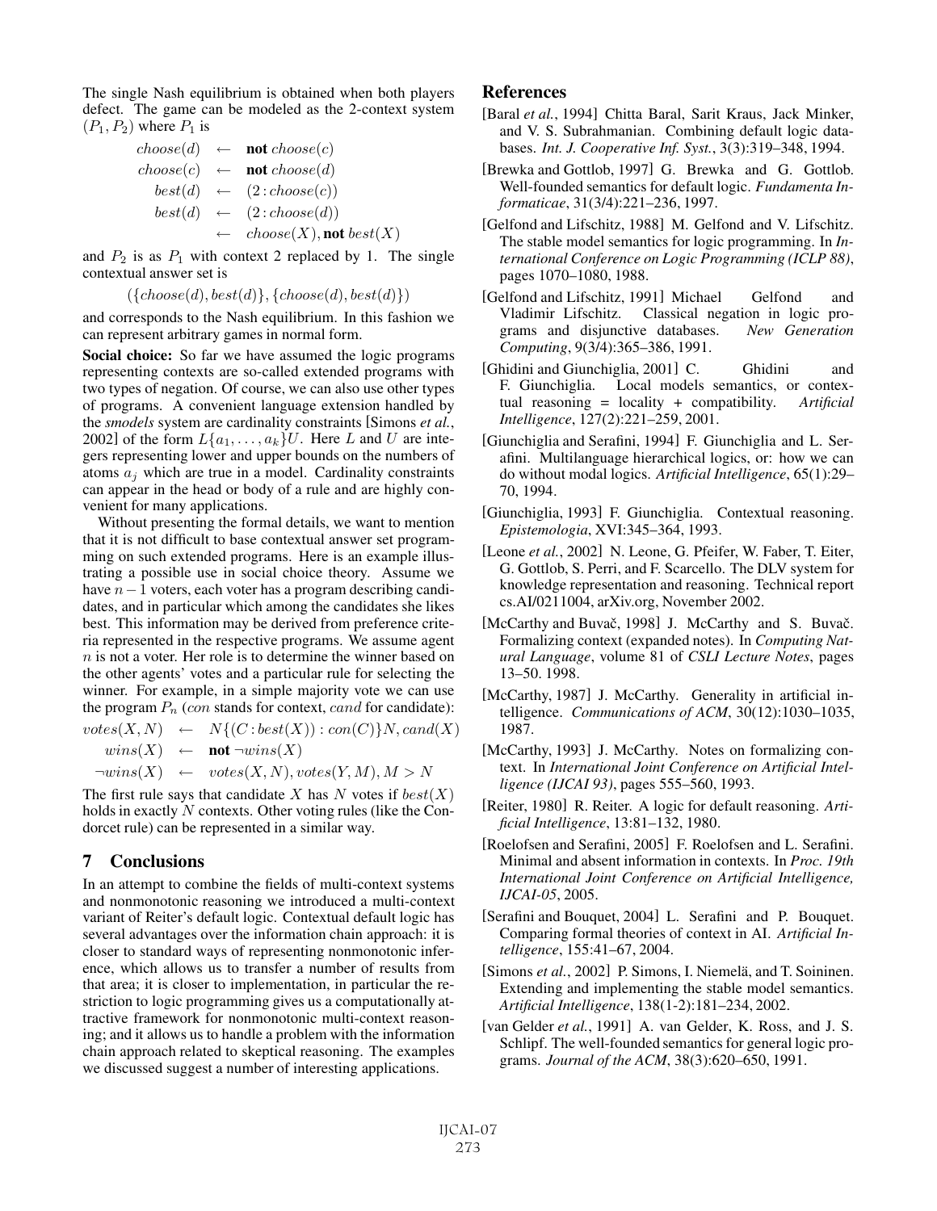The single Nash equilibrium is obtained when both players defect. The game can be modeled as the 2-context system $(P_1, P_2)$ where $P_1$ is

$$
\begin{aligned}
choose(d) &\leftarrow \textbf{not } choose(c) \\
choose(c) &\leftarrow \textbf{not } choose(d) \\
best(d) &\leftarrow (2 : choose(c)) \\
best(d) &\leftarrow (2 : choose(d)) \\
&\leftarrow choose(X), \textbf{not } best(X)
\end{aligned}
$$

and $P_2$ is as $P_1$ with context 2 replaced by 1. The single contextual answer set is

$$(\{choose(d), best(d)\}, \{choose(d), best(d)\})$$

and corresponds to the Nash equilibrium. In this fashion we can represent arbitrary games in normal form.

**Social choice:** So far we have assumed the logic programs representing contexts are so-called extended programs with two types of negation. Of course, we can also use other types of programs. A convenient language extension handled by the *smodels* system are cardinality constraints [Simons *et al.*, 2002] of the form $L\{a_1, \dots, a_k\}U$. Here $L$ and $U$ are integers representing lower and upper bounds on the numbers of atoms $a_j$ which are true in a model. Cardinality constraints can appear in the head or body of a rule and are highly convenient for many applications.

Without presenting the formal details, we want to mention that it is not difficult to base contextual answer set programming on such extended programs. Here is an example illustrating a possible use in social choice theory. Assume we have $n-1$ voters, each voter has a program describing candidates, and in particular which among the candidates she likes best. This information may be derived from preference criteria represented in the respective programs. We assume agent $n$ is not a voter. Her role is to determine the winner based on the other agents' votes and a particular rule for selecting the winner. For example, in a simple majority vote we can use the program $P_n$ ($con$ stands for context, $cand$ for candidate):

$$
\begin{aligned}
votes(X, N) &\leftarrow N\{(C : best(X)) : con(C)\}N, cand(X) \\
wins(X) &\leftarrow \textbf{not } \neg wins(X) \\
\neg wins(X) &\leftarrow votes(X, N), votes(Y, M), M > N
\end{aligned}
$$

The first rule says that candidate $X$ has $N$ votes if $best(X)$ holds in exactly $N$ contexts. Other voting rules (like the Condorcet rule) can be represented in a similar way.

## 7 Conclusions

In an attempt to combine the fields of multi-context systems and nonmonotonic reasoning we introduced a multi-context variant of Reiter's default logic. Contextual default logic has several advantages over the information chain approach: it is closer to standard ways of representing nonmonotonic inference, which allows us to transfer a number of results from that area; it is closer to implementation, in particular the restriction to logic programming gives us a computationally attractive framework for nonmonotonic multi-context reasoning; and it allows us to handle a problem with the information chain approach related to skeptical reasoning. The examples we discussed suggest a number of interesting applications.

## References

[Baral *et al.*, 1994] Chitta Baral, Sarit Kraus, Jack Minker, and V. S. Subrahmanian. Combining default logic databases. *Int. J. Cooperative Inf. Syst.*, 3(3):319–348, 1994.

[Brewka and Gottlob, 1997] G. Brewka and G. Gottlob. Well-founded semantics for default logic. *Fundamenta Informaticae*, 31(3/4):221–236, 1997.

[Gelfond and Lifschitz, 1988] M. Gelfond and V. Lifschitz. The stable model semantics for logic programming. In *International Conference on Logic Programming (ICLP 88)*, pages 1070–1080, 1988.

[Gelfond and Lifschitz, 1991] Michael Gelfond and Vladimir Lifschitz. Classical negation in logic programs and disjunctive databases. *New Generation Computing*, 9(3/4):365–386, 1991.

[Ghidini and Giunchiglia, 2001] C. Ghidini and F. Giunchiglia. Local models semantics, or contextual reasoning = locality + compatibility. *Artificial Intelligence*, 127(2):221–259, 2001.

[Giunchiglia and Serafini, 1994] F. Giunchiglia and L. Serafini. Multilanguage hierarchical logics, or: how we can do without modal logics. *Artificial Intelligence*, 65(1):29–70, 1994.

[Giunchiglia, 1993] F. Giunchiglia. Contextual reasoning. *Epistemologia*, XVI:345–364, 1993.

[Leone *et al.*, 2002] N. Leone, G. Pfeifer, W. Faber, T. Eiter, G. Gottlob, S. Perri, and F. Scarcello. The DLV system for knowledge representation and reasoning. Technical report cs.AI/0211004, arXiv.org, November 2002.

[McCarthy and Buvač, 1998] J. McCarthy and S. Buvač. Formalizing context (expanded notes). In *Computing Natural Language*, volume 81 of *CSLI Lecture Notes*, pages 13–50. 1998.

[McCarthy, 1987] J. McCarthy. Generality in artificial intelligence. *Communications of ACM*, 30(12):1030–1035, 1987.

[McCarthy, 1993] J. McCarthy. Notes on formalizing context. In *International Joint Conference on Artificial Intelligence (IJCAI 93)*, pages 555–560, 1993.

[Reiter, 1980] R. Reiter. A logic for default reasoning. *Artificial Intelligence*, 13:81–132, 1980.

[Roelofsen and Serafini, 2005] F. Roelofsen and L. Serafini. Minimal and absent information in contexts. In *Proc. 19th International Joint Conference on Artificial Intelligence, IJCAI-05*, 2005.

[Serafini and Bouquet, 2004] L. Serafini and P. Bouquet. Comparing formal theories of context in AI. *Artificial Intelligence*, 155:41–67, 2004.

[Simons *et al.*, 2002] P. Simons, I. Niemelä, and T. Soininen. Extending and implementing the stable model semantics. *Artificial Intelligence*, 138(1-2):181–234, 2002.

[van Gelder *et al.*, 1991] A. van Gelder, K. Ross, and J. S. Schlipf. The well-founded semantics for general logic programs. *Journal of the ACM*, 38(3):620–650, 1991.